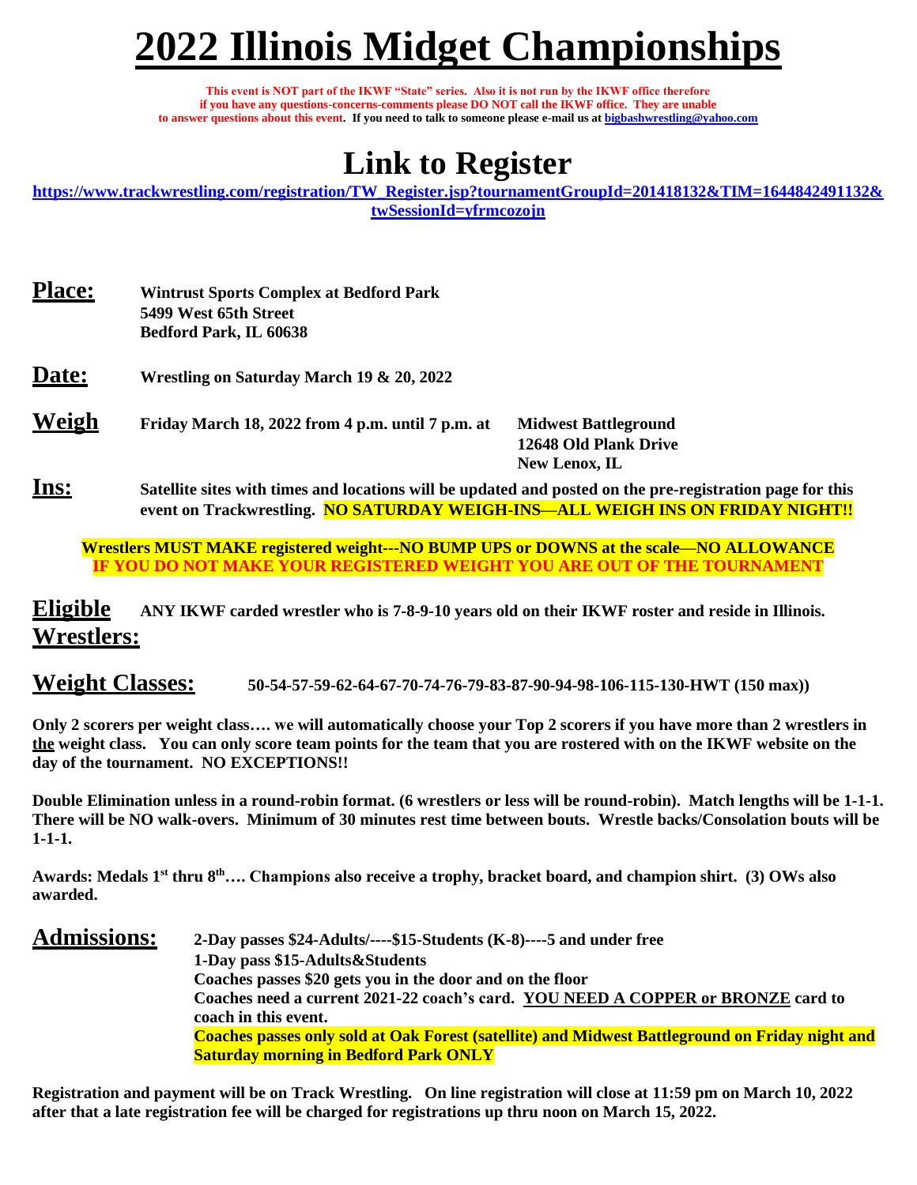# 2022 Illinois Midget Championships

**This event is NOT part of the IKWF "State" series. Also it is not run by the IKWF office therefore if you have any questions-concerns-comments please DO NOT call the IKWF office. They are unable to answer questions about this event. If you need to talk to someone please e-mail us at bigbashwrestling@yahoo.com**

# Link to Register

https://www.trackwrestling.com/registration/TW_Register.jsp?tournamentGroupId=201418132&TIM=1644842491132&twSessionId=yfrmcozojn

**Place:** **Wintrust Sports Complex at Bedford Park**
**5499 West 65th Street**
**Bedford Park, IL 60638**

**Date:** **Wrestling on Saturday March 19 & 20, 2022**

**Weigh Ins:** **Friday March 18, 2022 from 4 p.m. until 7 p.m. at Midwest Battleground, 12648 Old Plank Drive, New Lenox, IL**

**Satellite sites with times and locations will be updated and posted on the pre-registration page for this event on Trackwrestling. NO SATURDAY WEIGH-INS—ALL WEIGH INS ON FRIDAY NIGHT!!**

**Wrestlers MUST MAKE registered weight---NO BUMP UPS or DOWNS at the scale—NO ALLOWANCE**
**IF YOU DO NOT MAKE YOUR REGISTERED WEIGHT YOU ARE OUT OF THE TOURNAMENT**

**Eligible Wrestlers:** **ANY IKWF carded wrestler who is 7-8-9-10 years old on their IKWF roster and reside in Illinois.**

**Weight Classes:** **50-54-57-59-62-64-67-70-74-76-79-83-87-90-94-98-106-115-130-HWT (150 max))**

**Only 2 scorers per weight class…. we will automatically choose your Top 2 scorers if you have more than 2 wrestlers in the weight class. You can only score team points for the team that you are rostered with on the IKWF website on the day of the tournament. NO EXCEPTIONS!!**

**Double Elimination unless in a round-robin format. (6 wrestlers or less will be round-robin). Match lengths will be 1-1-1. There will be NO walk-overs. Minimum of 30 minutes rest time between bouts. Wrestle backs/Consolation bouts will be 1-1-1.**

**Awards: Medals 1st thru 8th…. Champions also receive a trophy, bracket board, and champion shirt. (3) OWs also awarded.**

**Admissions:** **2-Day passes $24-Adults/----$15-Students (K-8)----5 and under free**
**1-Day pass $15-Adults&Students**
**Coaches passes $20 gets you in the door and on the floor**
**Coaches need a current 2021-22 coach's card. YOU NEED A COPPER or BRONZE card to coach in this event.**
**Coaches passes only sold at Oak Forest (satellite) and Midwest Battleground on Friday night and Saturday morning in Bedford Park ONLY**

**Registration and payment will be on Track Wrestling. On line registration will close at 11:59 pm on March 10, 2022 after that a late registration fee will be charged for registrations up thru noon on March 15, 2022.**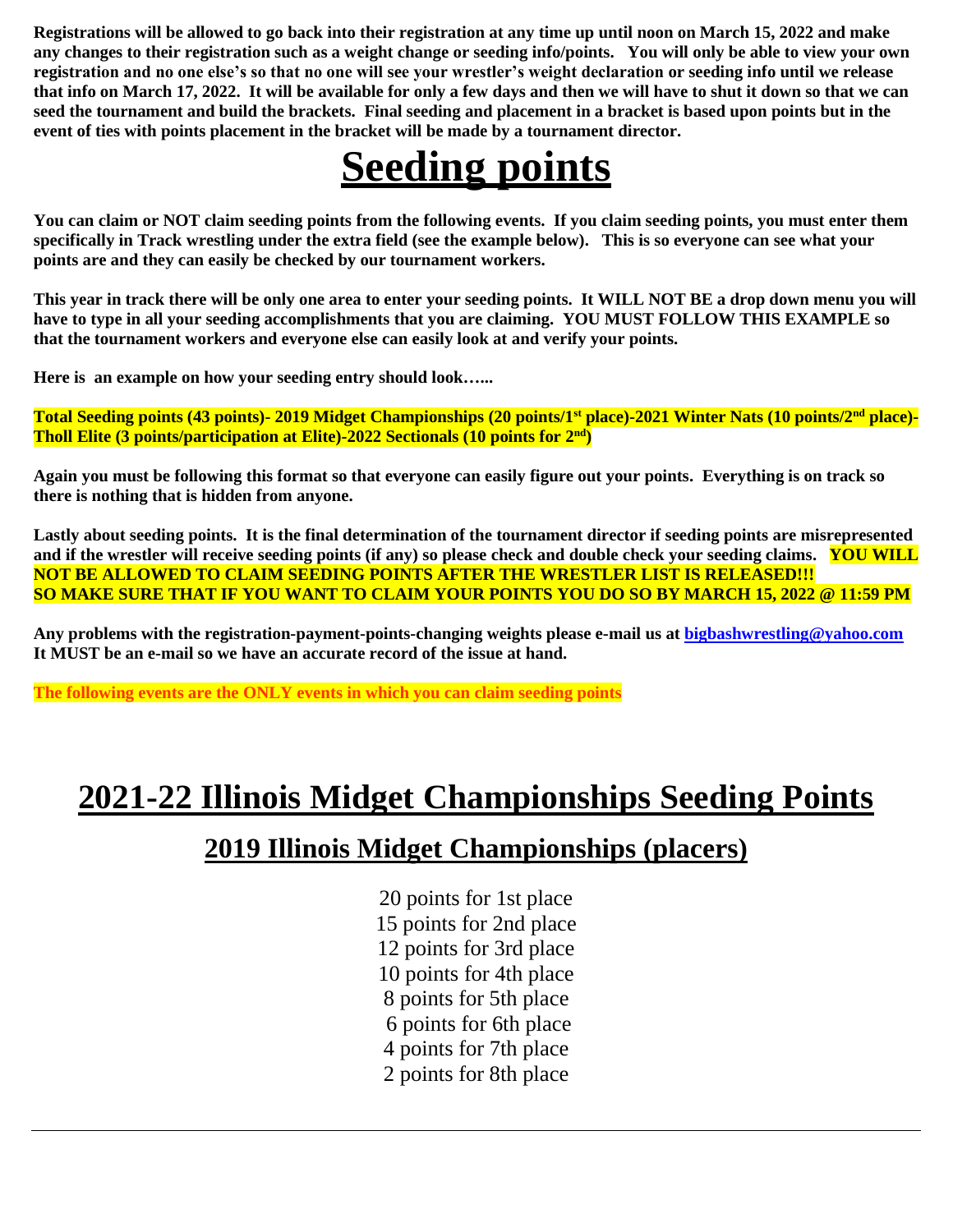**Registrations will be allowed to go back into their registration at any time up until noon on March 15, 2022 and make any changes to their registration such as a weight change or seeding info/points. You will only be able to view your own registration and no one else's so that no one will see your wrestler's weight declaration or seeding info until we release that info on March 17, 2022. It will be available for only a few days and then we will have to shut it down so that we can seed the tournament and build the brackets. Final seeding and placement in a bracket is based upon points but in the event of ties with points placement in the bracket will be made by a tournament director.**

# Seeding points

**You can claim or NOT claim seeding points from the following events. If you claim seeding points, you must enter them specifically in Track wrestling under the extra field (see the example below). This is so everyone can see what your points are and they can easily be checked by our tournament workers.**

**This year in track there will be only one area to enter your seeding points. It WILL NOT BE a drop down menu you will have to type in all your seeding accomplishments that you are claiming. YOU MUST FOLLOW THIS EXAMPLE so that the tournament workers and everyone else can easily look at and verify your points.**

**Here is an example on how your seeding entry should look…...**

**Total Seeding points (43 points)- 2019 Midget Championships (20 points/1st place)-2021 Winter Nats (10 points/2nd place)-Tholl Elite (3 points/participation at Elite)-2022 Sectionals (10 points for 2nd)**

**Again you must be following this format so that everyone can easily figure out your points. Everything is on track so there is nothing that is hidden from anyone.**

**Lastly about seeding points. It is the final determination of the tournament director if seeding points are misrepresented and if the wrestler will receive seeding points (if any) so please check and double check your seeding claims. YOU WILL NOT BE ALLOWED TO CLAIM SEEDING POINTS AFTER THE WRESTLER LIST IS RELEASED!!! SO MAKE SURE THAT IF YOU WANT TO CLAIM YOUR POINTS YOU DO SO BY MARCH 15, 2022 @ 11:59 PM**

**Any problems with the registration-payment-points-changing weights please e-mail us at bigbashwrestling@yahoo.com It MUST be an e-mail so we have an accurate record of the issue at hand.**

**The following events are the ONLY events in which you can claim seeding points**

# 2021-22 Illinois Midget Championships Seeding Points

## 2019 Illinois Midget Championships (placers)

20 points for 1st place
15 points for 2nd place
12 points for 3rd place
10 points for 4th place
8 points for 5th place
6 points for 6th place
4 points for 7th place
2 points for 8th place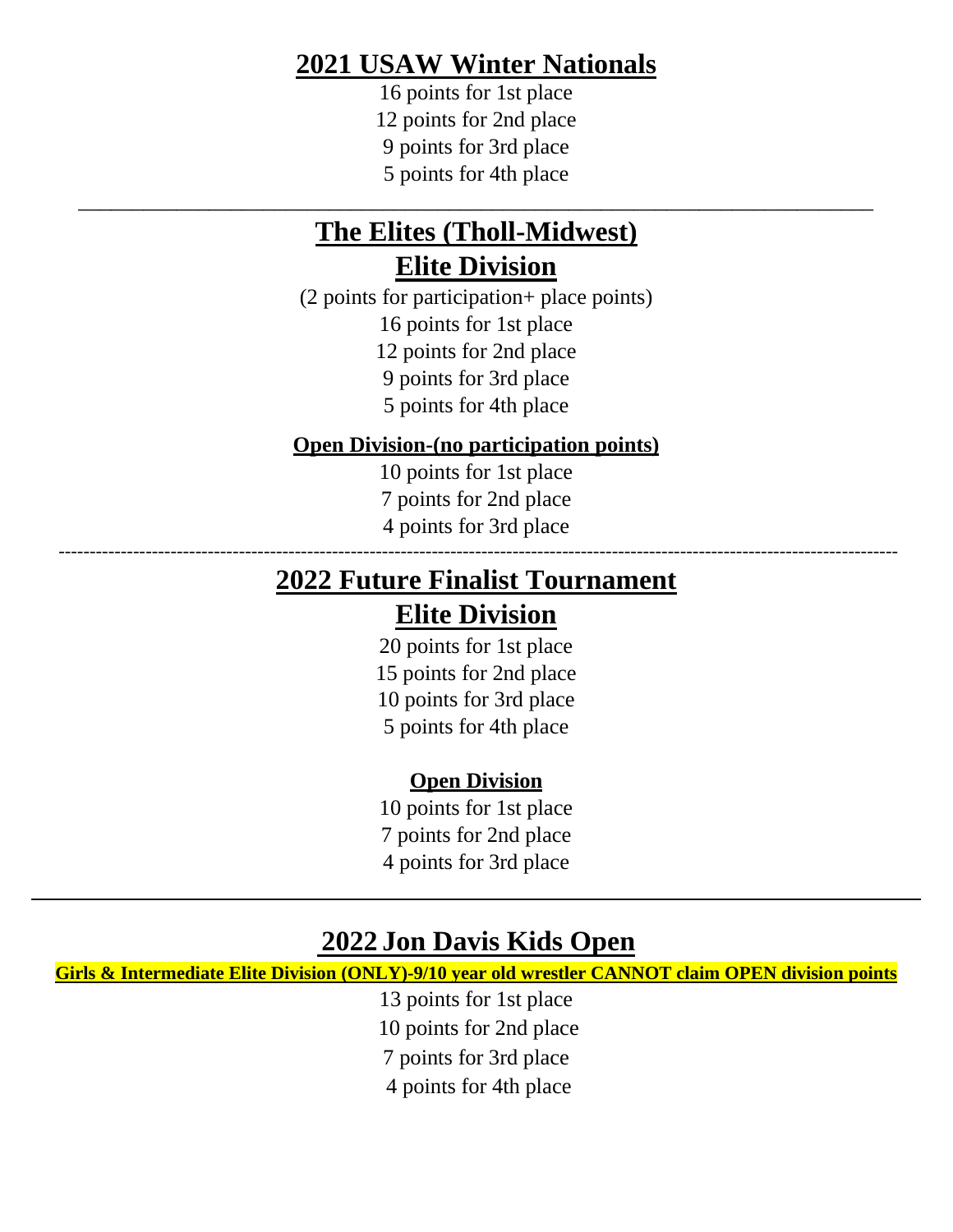## 2021 USAW Winter Nationals

16 points for 1st place
12 points for 2nd place
9 points for 3rd place
5 points for 4th place

---

## The Elites (Tholl-Midwest)
## Elite Division

(2 points for participation+ place points)
16 points for 1st place
12 points for 2nd place
9 points for 3rd place
5 points for 4th place

**Open Division-(no participation points)**

10 points for 1st place
7 points for 2nd place
4 points for 3rd place

---

## 2022 Future Finalist Tournament
## Elite Division

20 points for 1st place
15 points for 2nd place
10 points for 3rd place
5 points for 4th place

**Open Division**

10 points for 1st place
7 points for 2nd place
4 points for 3rd place

---

## 2022 Jon Davis Kids Open

**Girls & Intermediate Elite Division (ONLY)-9/10 year old wrestler CANNOT claim OPEN division points**

13 points for 1st place
10 points for 2nd place
7 points for 3rd place
4 points for 4th place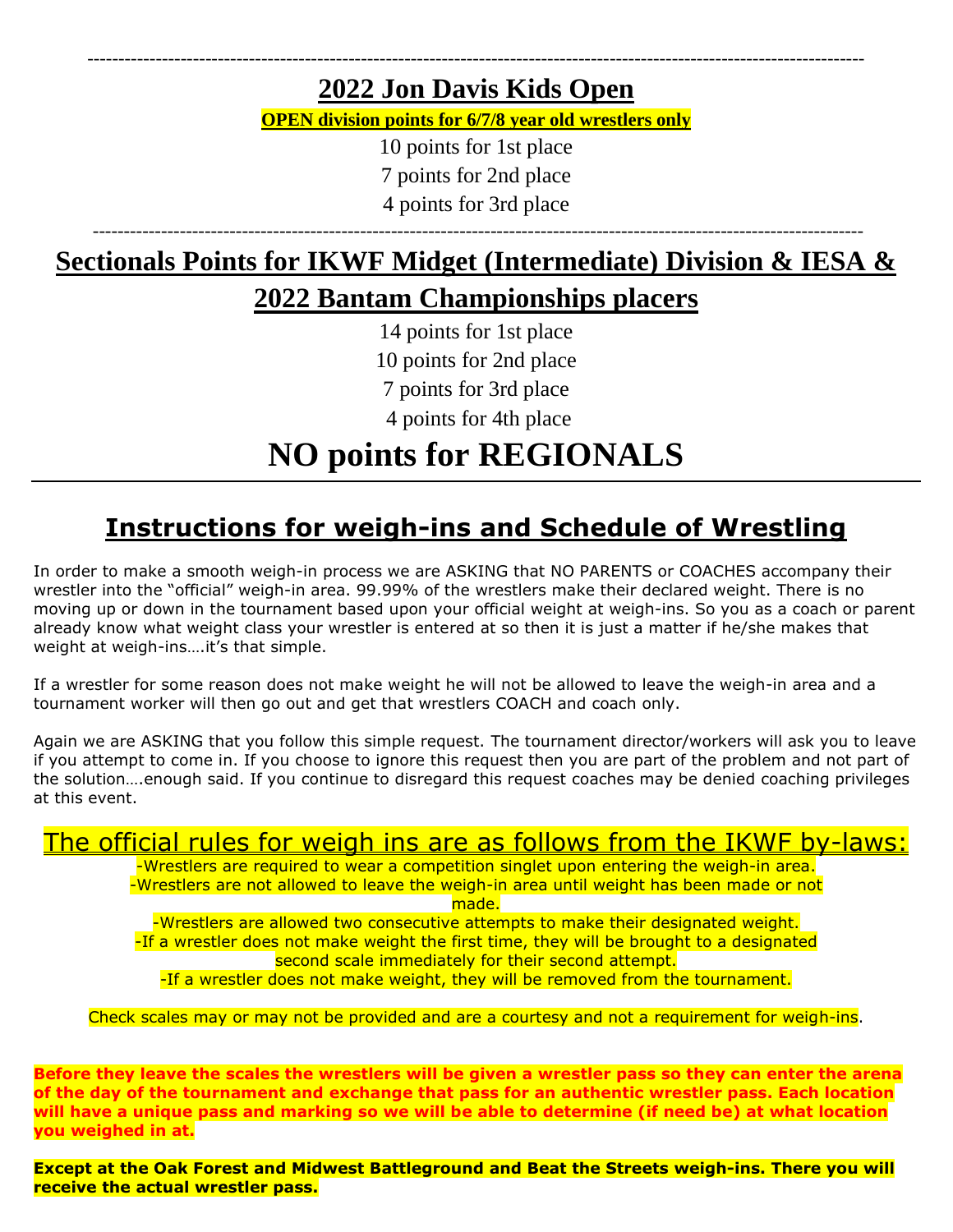---

## 2022 Jon Davis Kids Open

**OPEN division points for 6/7/8 year old wrestlers only**

10 points for 1st place

7 points for 2nd place

4 points for 3rd place

---

## Sectionals Points for IKWF Midget (Intermediate) Division & IESA & 2022 Bantam Championships placers

14 points for 1st place

10 points for 2nd place

7 points for 3rd place

4 points for 4th place

# NO points for REGIONALS

---

## Instructions for weigh-ins and Schedule of Wrestling

In order to make a smooth weigh-in process we are ASKING that NO PARENTS or COACHES accompany their wrestler into the "official" weigh-in area. 99.99% of the wrestlers make their declared weight. There is no moving up or down in the tournament based upon your official weight at weigh-ins. So you as a coach or parent already know what weight class your wrestler is entered at so then it is just a matter if he/she makes that weight at weigh-ins….it's that simple.

If a wrestler for some reason does not make weight he will not be allowed to leave the weigh-in area and a tournament worker will then go out and get that wrestlers COACH and coach only.

Again we are ASKING that you follow this simple request. The tournament director/workers will ask you to leave if you attempt to come in. If you choose to ignore this request then you are part of the problem and not part of the solution….enough said. If you continue to disregard this request coaches may be denied coaching privileges at this event.

### The official rules for weigh ins are as follows from the IKWF by-laws:

-Wrestlers are required to wear a competition singlet upon entering the weigh-in area.
-Wrestlers are not allowed to leave the weigh-in area until weight has been made or not made.
-Wrestlers are allowed two consecutive attempts to make their designated weight.
-If a wrestler does not make weight the first time, they will be brought to a designated second scale immediately for their second attempt.
-If a wrestler does not make weight, they will be removed from the tournament.

Check scales may or may not be provided and are a courtesy and not a requirement for weigh-ins.

**Before they leave the scales the wrestlers will be given a wrestler pass so they can enter the arena of the day of the tournament and exchange that pass for an authentic wrestler pass. Each location will have a unique pass and marking so we will be able to determine (if need be) at what location you weighed in at.**

**Except at the Oak Forest and Midwest Battleground and Beat the Streets weigh-ins. There you will receive the actual wrestler pass.**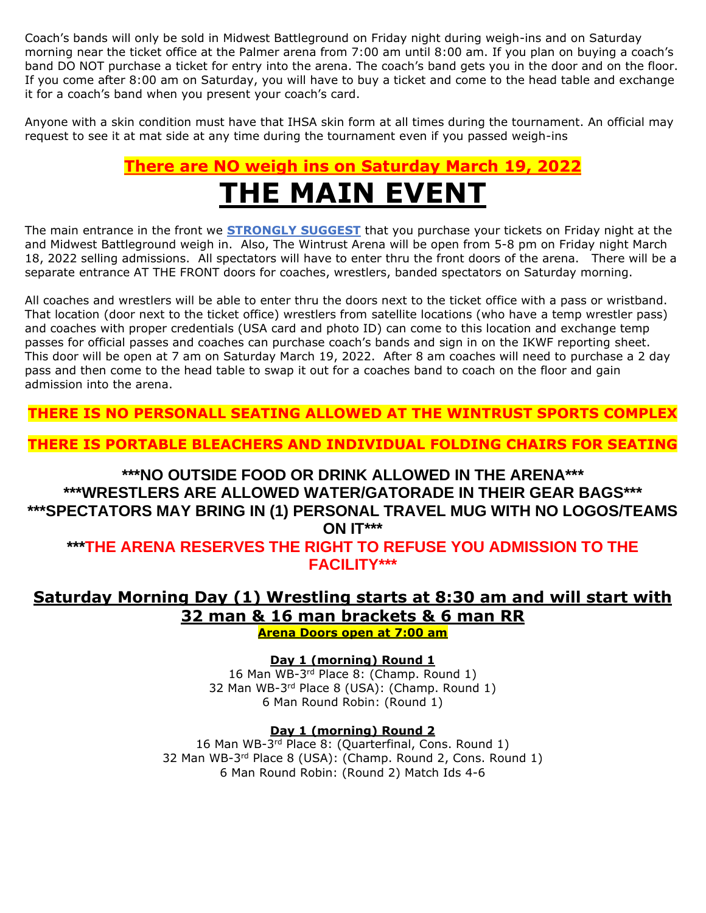Coach's bands will only be sold in Midwest Battleground on Friday night during weigh-ins and on Saturday morning near the ticket office at the Palmer arena from 7:00 am until 8:00 am. If you plan on buying a coach's band DO NOT purchase a ticket for entry into the arena. The coach's band gets you in the door and on the floor. If you come after 8:00 am on Saturday, you will have to buy a ticket and come to the head table and exchange it for a coach's band when you present your coach's card.

Anyone with a skin condition must have that IHSA skin form at all times during the tournament. An official may request to see it at mat side at any time during the tournament even if you passed weigh-ins

## There are NO weigh ins on Saturday March 19, 2022

# THE MAIN EVENT

The main entrance in the front we **STRONGLY SUGGEST** that you purchase your tickets on Friday night at the and Midwest Battleground weigh in. Also, The Wintrust Arena will be open from 5-8 pm on Friday night March 18, 2022 selling admissions. All spectators will have to enter thru the front doors of the arena. There will be a separate entrance AT THE FRONT doors for coaches, wrestlers, banded spectators on Saturday morning.

All coaches and wrestlers will be able to enter thru the doors next to the ticket office with a pass or wristband. That location (door next to the ticket office) wrestlers from satellite locations (who have a temp wrestler pass) and coaches with proper credentials (USA card and photo ID) can come to this location and exchange temp passes for official passes and coaches can purchase coach's bands and sign in on the IKWF reporting sheet. This door will be open at 7 am on Saturday March 19, 2022. After 8 am coaches will need to purchase a 2 day pass and then come to the head table to swap it out for a coaches band to coach on the floor and gain admission into the arena.

**THERE IS NO PERSONALL SEATING ALLOWED AT THE WINTRUST SPORTS COMPLEX**

**THERE IS PORTABLE BLEACHERS AND INDIVIDUAL FOLDING CHAIRS FOR SEATING**

**\*\*\*NO OUTSIDE FOOD OR DRINK ALLOWED IN THE ARENA\*\*\***
**\*\*\*WRESTLERS ARE ALLOWED WATER/GATORADE IN THEIR GEAR BAGS\*\*\***
**\*\*\*SPECTATORS MAY BRING IN (1) PERSONAL TRAVEL MUG WITH NO LOGOS/TEAMS ON IT\*\*\***

**\*\*\*THE ARENA RESERVES THE RIGHT TO REFUSE YOU ADMISSION TO THE FACILITY\*\*\***

## Saturday Morning Day (1) Wrestling starts at 8:30 am and will start with 32 man & 16 man brackets & 6 man RR

**Arena Doors open at 7:00 am**

**Day 1 (morning) Round 1**

16 Man WB-3rd Place 8: (Champ. Round 1)
32 Man WB-3rd Place 8 (USA): (Champ. Round 1)
6 Man Round Robin: (Round 1)

**Day 1 (morning) Round 2**

16 Man WB-3rd Place 8: (Quarterfinal, Cons. Round 1)
32 Man WB-3rd Place 8 (USA): (Champ. Round 2, Cons. Round 1)
6 Man Round Robin: (Round 2) Match Ids 4-6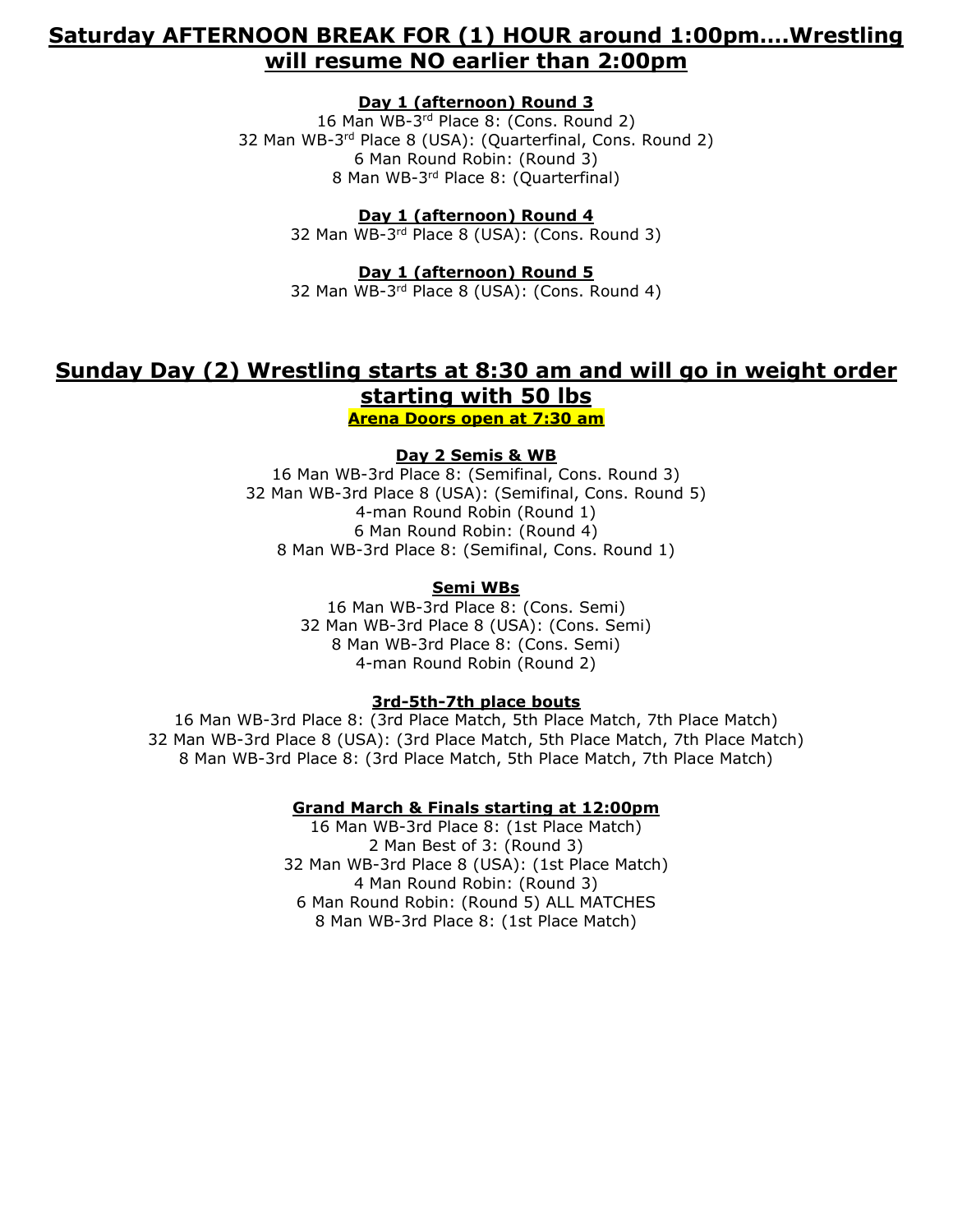## Saturday AFTERNOON BREAK FOR (1) HOUR around 1:00pm….Wrestling will resume NO earlier than 2:00pm

**Day 1 (afternoon) Round 3**

16 Man WB-3rd Place 8: (Cons. Round 2)
32 Man WB-3rd Place 8 (USA): (Quarterfinal, Cons. Round 2)
6 Man Round Robin: (Round 3)
8 Man WB-3rd Place 8: (Quarterfinal)

**Day 1 (afternoon) Round 4**

32 Man WB-3rd Place 8 (USA): (Cons. Round 3)

**Day 1 (afternoon) Round 5**

32 Man WB-3rd Place 8 (USA): (Cons. Round 4)

## Sunday Day (2) Wrestling starts at 8:30 am and will go in weight order starting with 50 lbs

**Arena Doors open at 7:30 am**

**Day 2 Semis & WB**

16 Man WB-3rd Place 8: (Semifinal, Cons. Round 3)
32 Man WB-3rd Place 8 (USA): (Semifinal, Cons. Round 5)
4-man Round Robin (Round 1)
6 Man Round Robin: (Round 4)
8 Man WB-3rd Place 8: (Semifinal, Cons. Round 1)

**Semi WBs**

16 Man WB-3rd Place 8: (Cons. Semi)
32 Man WB-3rd Place 8 (USA): (Cons. Semi)
8 Man WB-3rd Place 8: (Cons. Semi)
4-man Round Robin (Round 2)

**3rd-5th-7th place bouts**

16 Man WB-3rd Place 8: (3rd Place Match, 5th Place Match, 7th Place Match)
32 Man WB-3rd Place 8 (USA): (3rd Place Match, 5th Place Match, 7th Place Match)
8 Man WB-3rd Place 8: (3rd Place Match, 5th Place Match, 7th Place Match)

**Grand March & Finals starting at 12:00pm**

16 Man WB-3rd Place 8: (1st Place Match)
2 Man Best of 3: (Round 3)
32 Man WB-3rd Place 8 (USA): (1st Place Match)
4 Man Round Robin: (Round 3)
6 Man Round Robin: (Round 5) ALL MATCHES
8 Man WB-3rd Place 8: (1st Place Match)